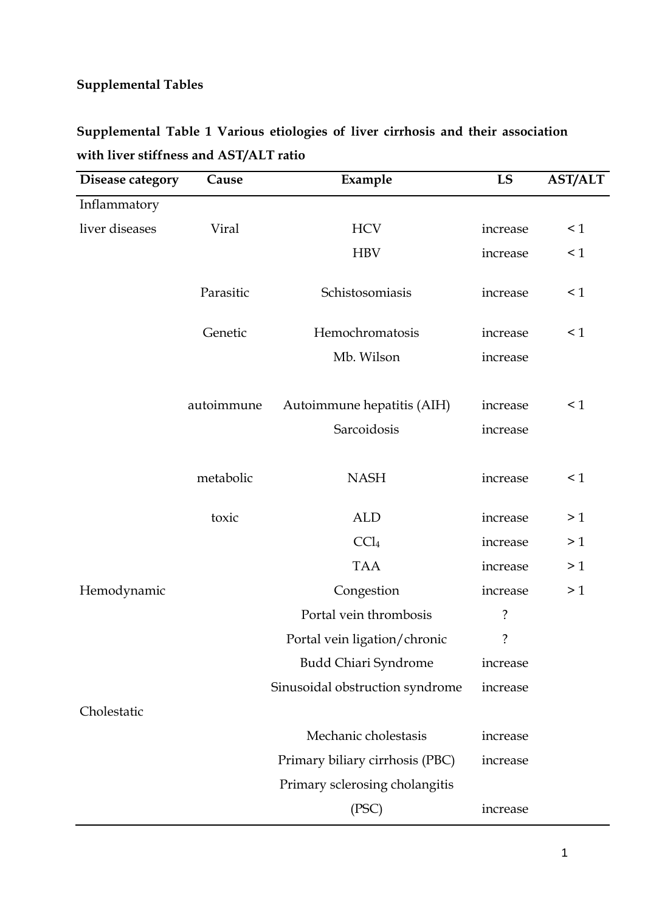**Supplemental Tables**

**Supplemental Table 1 Various etiologies of liver cirrhosis and their association with liver stiffness and AST/ALT ratio**

| Disease category | Cause | Example | LS | AST/ALT |
|---|---|---|---|---|
| Inflammatory liver diseases | Viral | HCV | increase | < 1 |
| | | HBV | increase | < 1 |
| | Parasitic | Schistosomiasis | increase | < 1 |
| | Genetic | Hemochromatosis | increase | < 1 |
| | | Mb. Wilson | increase | |
| | autoimmune | Autoimmune hepatitis (AIH) | increase | < 1 |
| | | Sarcoidosis | increase | |
| | metabolic | NASH | increase | < 1 |
| | toxic | ALD | increase | > 1 |
| | | $CCl_4$ | increase | > 1 |
| | | TAA | increase | > 1 |
| Hemodynamic | | Congestion | increase | > 1 |
| | | Portal vein thrombosis | ? | |
| | | Portal vein ligation/chronic | ? | |
| | | Budd Chiari Syndrome | increase | |
| | | Sinusoidal obstruction syndrome | increase | |
| Cholestatic | | | | |
| | | Mechanic cholestasis | increase | |
| | | Primary biliary cirrhosis (PBC) | increase | |
| | | Primary sclerosing cholangitis (PSC) | increase | |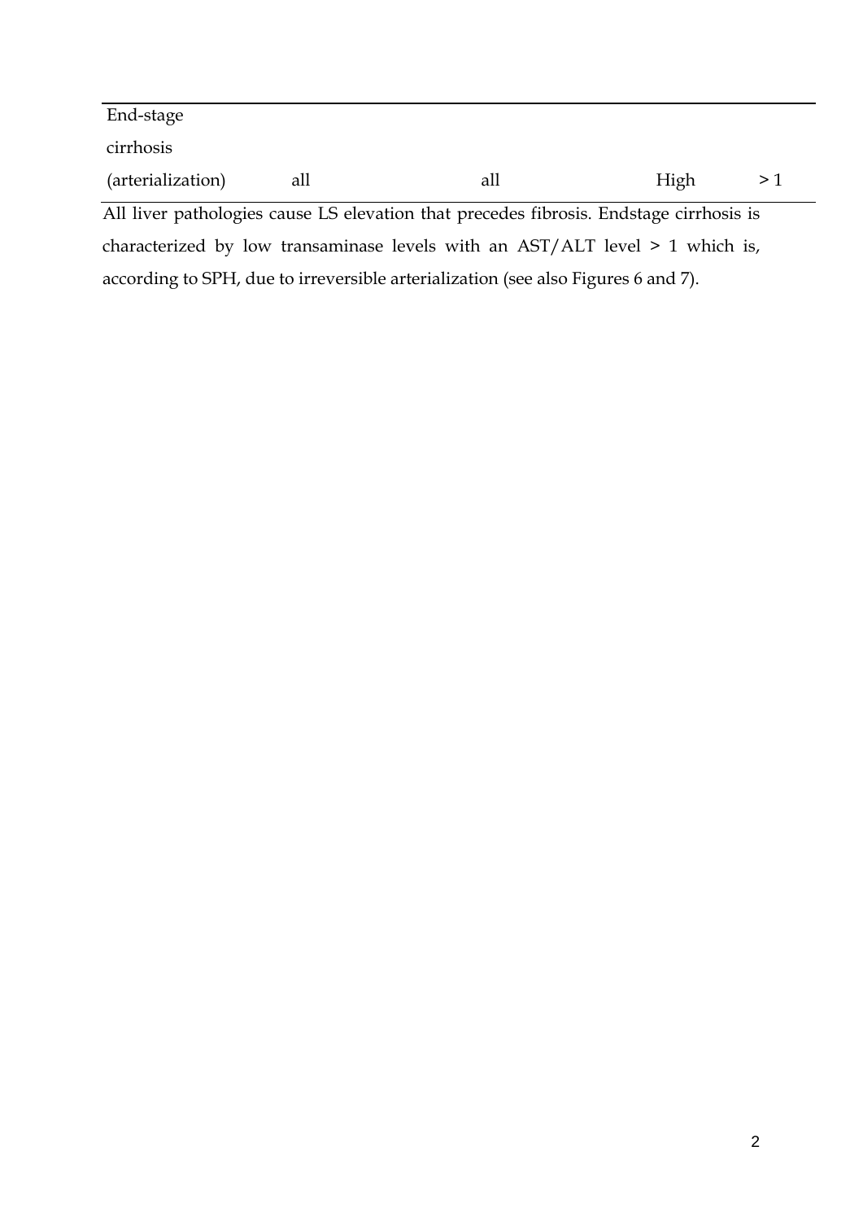| | | | | |
|---|---|---|---|---|
| End-stage cirrhosis (arterialization) | all | all | High | > 1 |

All liver pathologies cause LS elevation that precedes fibrosis. Endstage cirrhosis is characterized by low transaminase levels with an AST/ALT level > 1 which is, according to SPH, due to irreversible arterialization (see also Figures 6 and 7).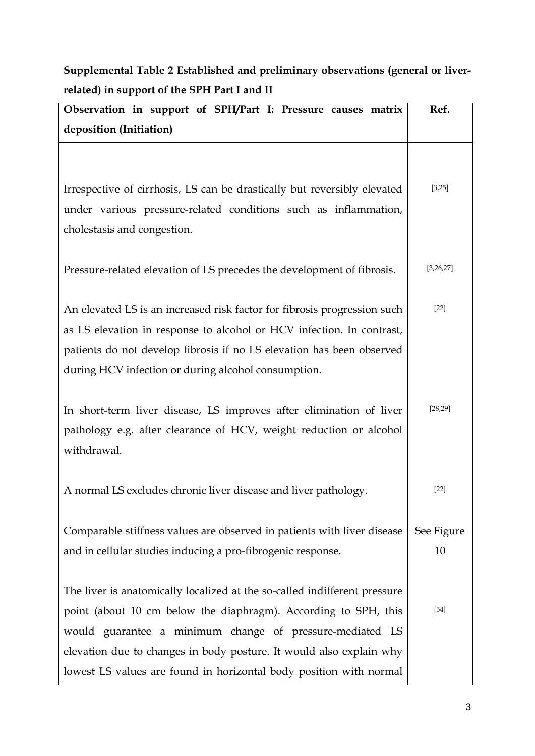**Supplemental Table 2 Established and preliminary observations (general or liver-related) in support of the SPH Part I and II**

| Observation in support of SPH/Part I: Pressure causes matrix deposition (Initiation) | Ref. |
|---|---|
| Irrespective of cirrhosis, LS can be drastically but reversibly elevated under various pressure-related conditions such as inflammation, cholestasis and congestion. | [3,25] |
| Pressure-related elevation of LS precedes the development of fibrosis. | [3,26,27] |
| An elevated LS is an increased risk factor for fibrosis progression such as LS elevation in response to alcohol or HCV infection. In contrast, patients do not develop fibrosis if no LS elevation has been observed during HCV infection or during alcohol consumption. | [22] |
| In short-term liver disease, LS improves after elimination of liver pathology e.g. after clearance of HCV, weight reduction or alcohol withdrawal. | [28,29] |
| A normal LS excludes chronic liver disease and liver pathology. | [22] |
| Comparable stiffness values are observed in patients with liver disease and in cellular studies inducing a pro-fibrogenic response. | See Figure 10 |
| The liver is anatomically localized at the so-called indifferent pressure point (about 10 cm below the diaphragm). According to SPH, this would guarantee a minimum change of pressure-mediated LS elevation due to changes in body posture. It would also explain why lowest LS values are found in horizontal body position with normal | [54] |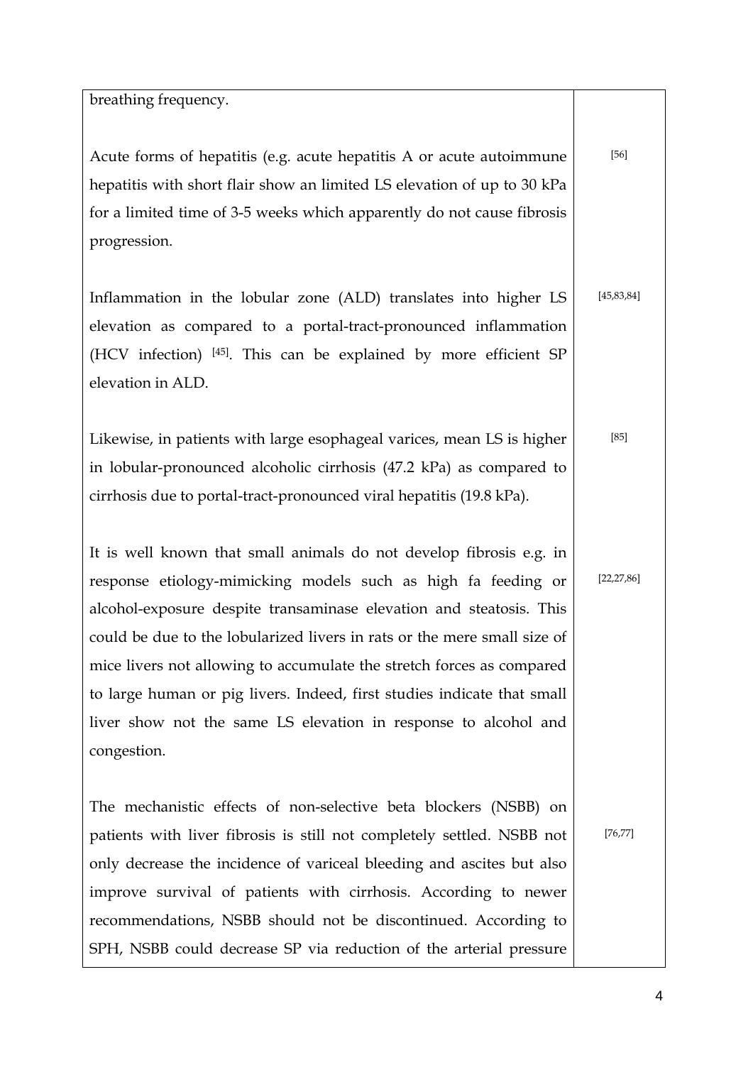| | |
|---|---|
| breathing frequency. | |
| Acute forms of hepatitis (e.g. acute hepatitis A or acute autoimmune hepatitis with short flair show an limited LS elevation of up to 30 kPa for a limited time of 3-5 weeks which apparently do not cause fibrosis progression. | [56] |
| Inflammation in the lobular zone (ALD) translates into higher LS elevation as compared to a portal-tract-pronounced inflammation (HCV infection) [45]. This can be explained by more efficient SP elevation in ALD. | [45,83,84] |
| Likewise, in patients with large esophageal varices, mean LS is higher in lobular-pronounced alcoholic cirrhosis (47.2 kPa) as compared to cirrhosis due to portal-tract-pronounced viral hepatitis (19.8 kPa). | [85] |
| It is well known that small animals do not develop fibrosis e.g. in response etiology-mimicking models such as high fa feeding or alcohol-exposure despite transaminase elevation and steatosis. This could be due to the lobularized livers in rats or the mere small size of mice livers not allowing to accumulate the stretch forces as compared to large human or pig livers. Indeed, first studies indicate that small liver show not the same LS elevation in response to alcohol and congestion. | [22,27,86] |
| The mechanistic effects of non-selective beta blockers (NSBB) on patients with liver fibrosis is still not completely settled. NSBB not only decrease the incidence of variceal bleeding and ascites but also improve survival of patients with cirrhosis. According to newer recommendations, NSBB should not be discontinued. According to SPH, NSBB could decrease SP via reduction of the arterial pressure | [76,77] |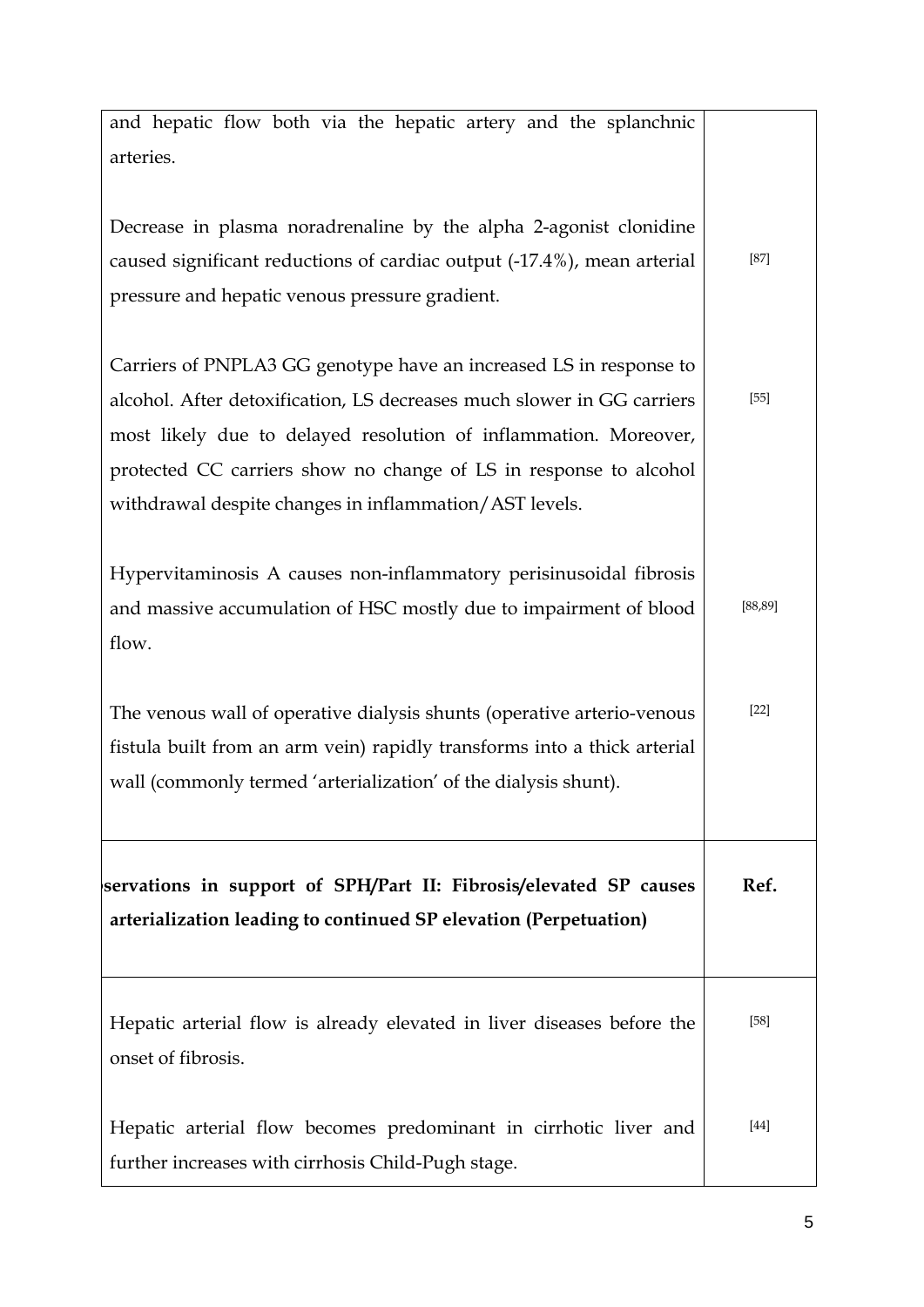| | |
|---|---|
| and hepatic flow both via the hepatic artery and the splanchnic arteries. | |
| Decrease in plasma noradrenaline by the alpha 2-agonist clonidine caused significant reductions of cardiac output (-17.4%), mean arterial pressure and hepatic venous pressure gradient. | [87] |
| Carriers of PNPLA3 GG genotype have an increased LS in response to alcohol. After detoxification, LS decreases much slower in GG carriers most likely due to delayed resolution of inflammation. Moreover, protected CC carriers show no change of LS in response to alcohol withdrawal despite changes in inflammation/AST levels. | [55] |
| Hypervitaminosis A causes non-inflammatory perisinusoidal fibrosis and massive accumulation of HSC mostly due to impairment of blood flow. | [88,89] |
| The venous wall of operative dialysis shunts (operative arterio-venous fistula built from an arm vein) rapidly transforms into a thick arterial wall (commonly termed 'arterialization' of the dialysis shunt). | [22] |
| **Observations in support of SPH/Part II: Fibrosis/elevated SP causes arterialization leading to continued SP elevation (Perpetuation)** | **Ref.** |
| Hepatic arterial flow is already elevated in liver diseases before the onset of fibrosis. | [58] |
| Hepatic arterial flow becomes predominant in cirrhotic liver and further increases with cirrhosis Child-Pugh stage. | [44] |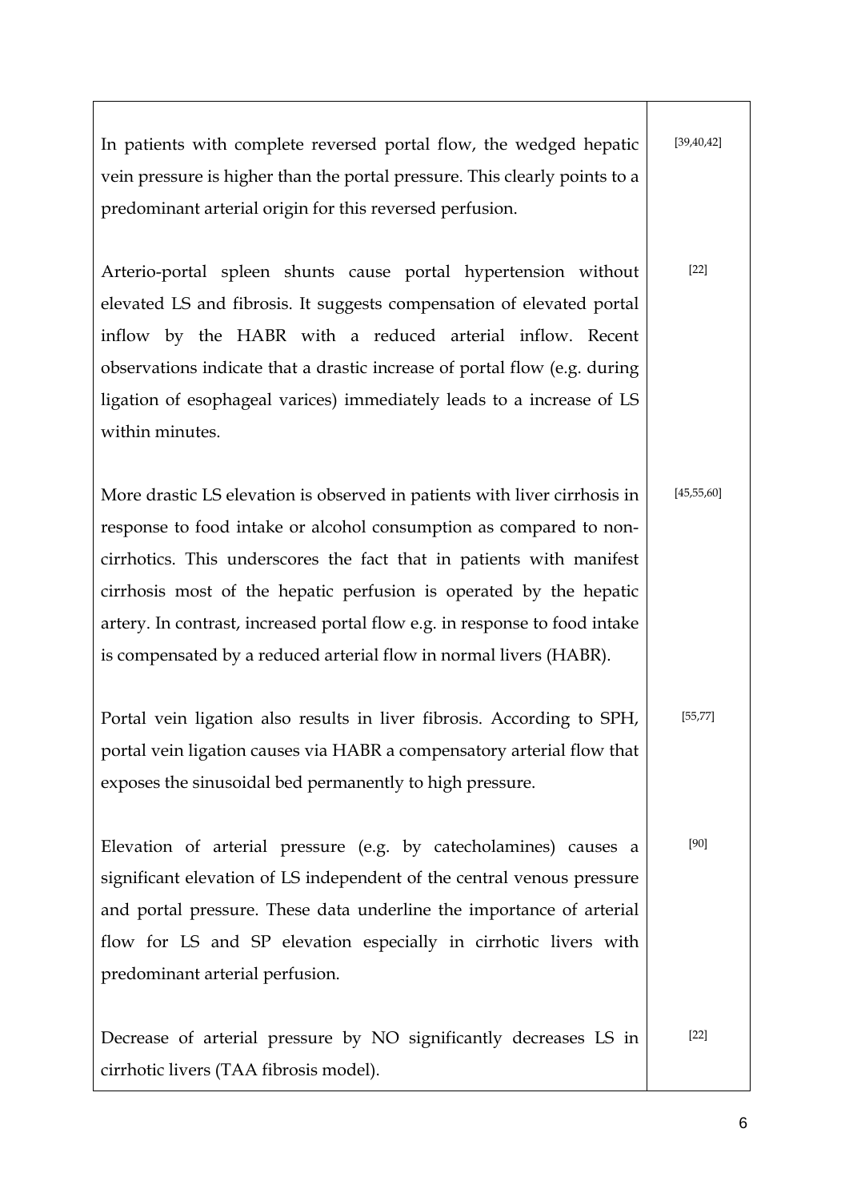| | |
|---|---|
| In patients with complete reversed portal flow, the wedged hepatic vein pressure is higher than the portal pressure. This clearly points to a predominant arterial origin for this reversed perfusion. | [39,40,42] |
| Arterio-portal spleen shunts cause portal hypertension without elevated LS and fibrosis. It suggests compensation of elevated portal inflow by the HABR with a reduced arterial inflow. Recent observations indicate that a drastic increase of portal flow (e.g. during ligation of esophageal varices) immediately leads to a increase of LS within minutes. | [22] |
| More drastic LS elevation is observed in patients with liver cirrhosis in response to food intake or alcohol consumption as compared to non-cirrhotics. This underscores the fact that in patients with manifest cirrhosis most of the hepatic perfusion is operated by the hepatic artery. In contrast, increased portal flow e.g. in response to food intake is compensated by a reduced arterial flow in normal livers (HABR). | [45,55,60] |
| Portal vein ligation also results in liver fibrosis. According to SPH, portal vein ligation causes via HABR a compensatory arterial flow that exposes the sinusoidal bed permanently to high pressure. | [55,77] |
| Elevation of arterial pressure (e.g. by catecholamines) causes a significant elevation of LS independent of the central venous pressure and portal pressure. These data underline the importance of arterial flow for LS and SP elevation especially in cirrhotic livers with predominant arterial perfusion. | [90] |
| Decrease of arterial pressure by NO significantly decreases LS in cirrhotic livers (TAA fibrosis model). | [22] |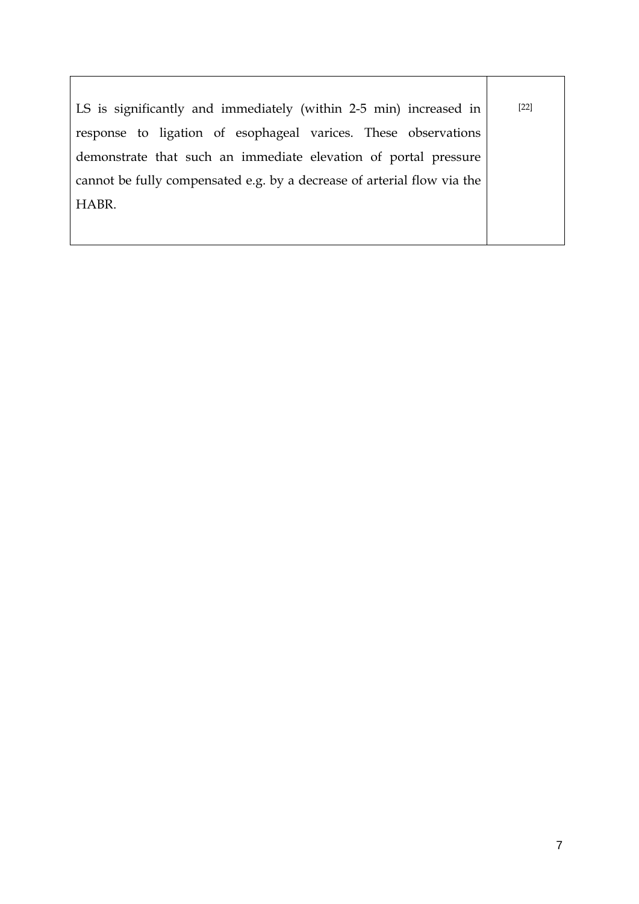| | |
|---|---|
| LS is significantly and immediately (within 2-5 min) increased in response to ligation of esophageal varices. These observations demonstrate that such an immediate elevation of portal pressure cannot be fully compensated e.g. by a decrease of arterial flow via the HABR. | [22] |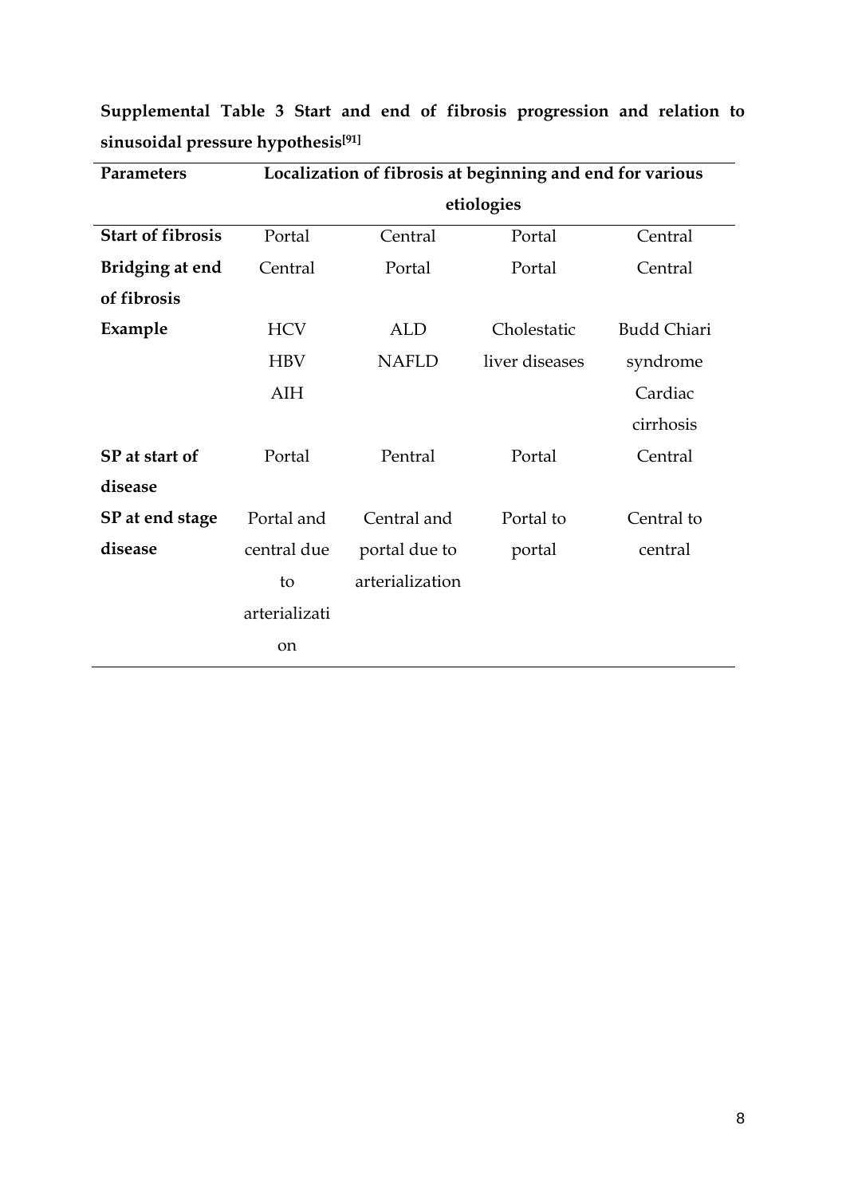**Supplemental Table 3 Start and end of fibrosis progression and relation to sinusoidal pressure hypothesis[91]**

| Parameters | Localization of fibrosis at beginning and end for various etiologies | | | |
|---|---|---|---|---|
| **Start of fibrosis** | Portal | Central | Portal | Central |
| **Bridging at end of fibrosis** | Central | Portal | Portal | Central |
| **Example** | HCV HBV AIH | ALD NAFLD | Cholestatic liver diseases | Budd Chiari syndrome Cardiac cirrhosis |
| **SP at start of disease** | Portal | Pentral | Portal | Central |
| **SP at end stage disease** | Portal and central due to arterialization | Central and portal due to arterialization | Portal to portal | Central to central |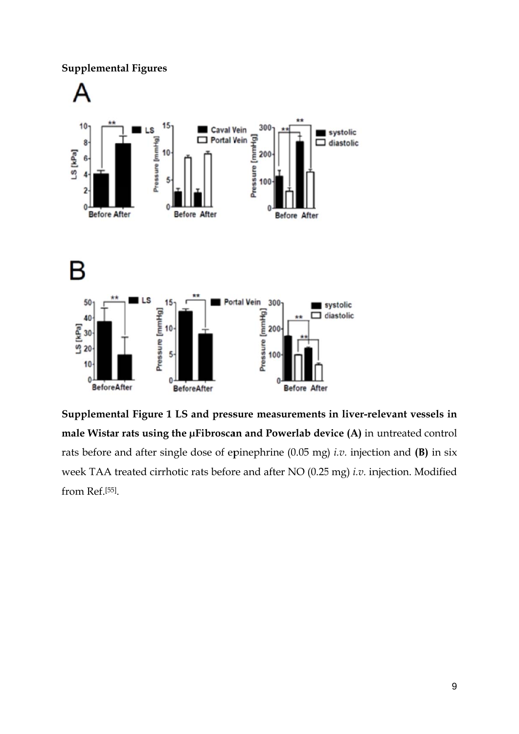**Supplemental Figures**

**Supplemental Figure 1 LS and pressure measurements in liver-relevant vessels in male Wistar rats using the μFibroscan and Powerlab device (A)** in untreated control rats before and after single dose of epinephrine (0.05 mg) *i.v.* injection and **(B)** in six week TAA treated cirrhotic rats before and after NO (0.25 mg) *i.v.* injection. Modified from Ref.[55].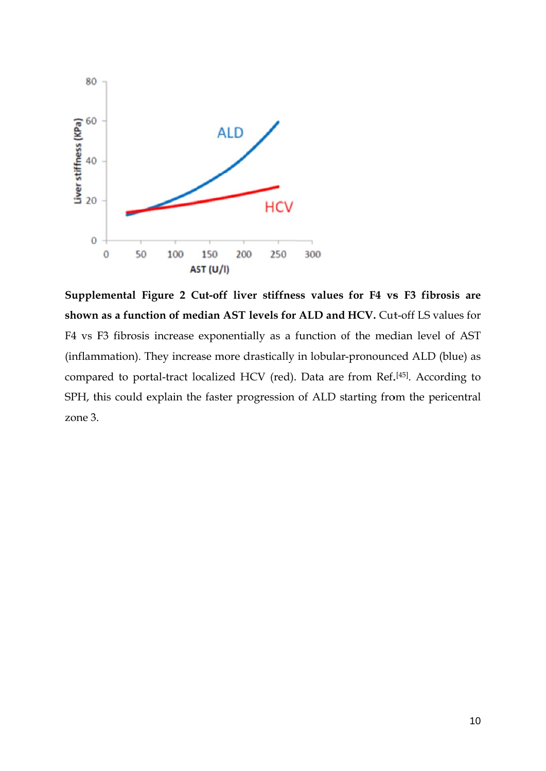**Supplemental Figure 2 Cut-off liver stiffness values for F4 vs F3 fibrosis are shown as a function of median AST levels for ALD and HCV.** Cut-off LS values for F4 vs F3 fibrosis increase exponentially as a function of the median level of AST (inflammation). They increase more drastically in lobular-pronounced ALD (blue) as compared to portal-tract localized HCV (red). Data are from Ref.[45]. According to SPH, this could explain the faster progression of ALD starting from the pericentral zone 3.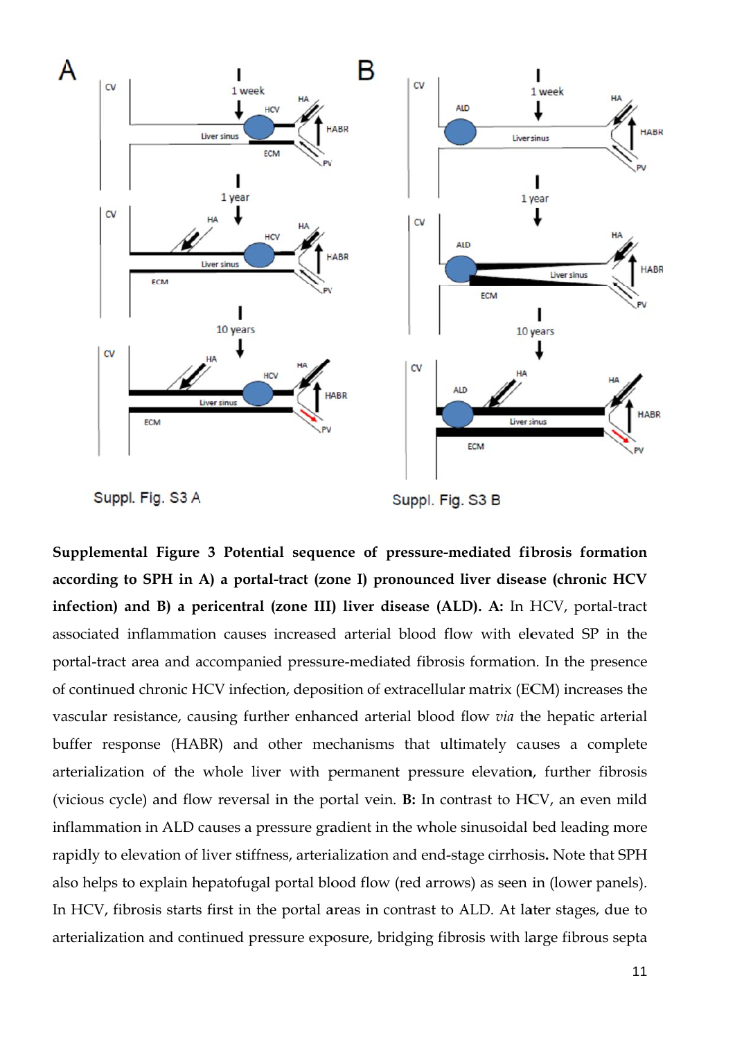**Supplemental Figure 3 Potential sequence of pressure-mediated fibrosis formation according to SPH in A) a portal-tract (zone I) pronounced liver disease (chronic HCV infection) and B) a pericentral (zone III) liver disease (ALD). A:** In HCV, portal-tract associated inflammation causes increased arterial blood flow with elevated SP in the portal-tract area and accompanied pressure-mediated fibrosis formation. In the presence of continued chronic HCV infection, deposition of extracellular matrix (ECM) increases the vascular resistance, causing further enhanced arterial blood flow *via* the hepatic arterial buffer response (HABR) and other mechanisms that ultimately causes a complete arterialization of the whole liver with permanent pressure elevation, further fibrosis (vicious cycle) and flow reversal in the portal vein. **B:** In contrast to HCV, an even mild inflammation in ALD causes a pressure gradient in the whole sinusoidal bed leading more rapidly to elevation of liver stiffness, arterialization and end-stage cirrhosis**.** Note that SPH also helps to explain hepatofugal portal blood flow (red arrows) as seen in (lower panels). In HCV, fibrosis starts first in the portal areas in contrast to ALD. At later stages, due to arterialization and continued pressure exposure, bridging fibrosis with large fibrous septa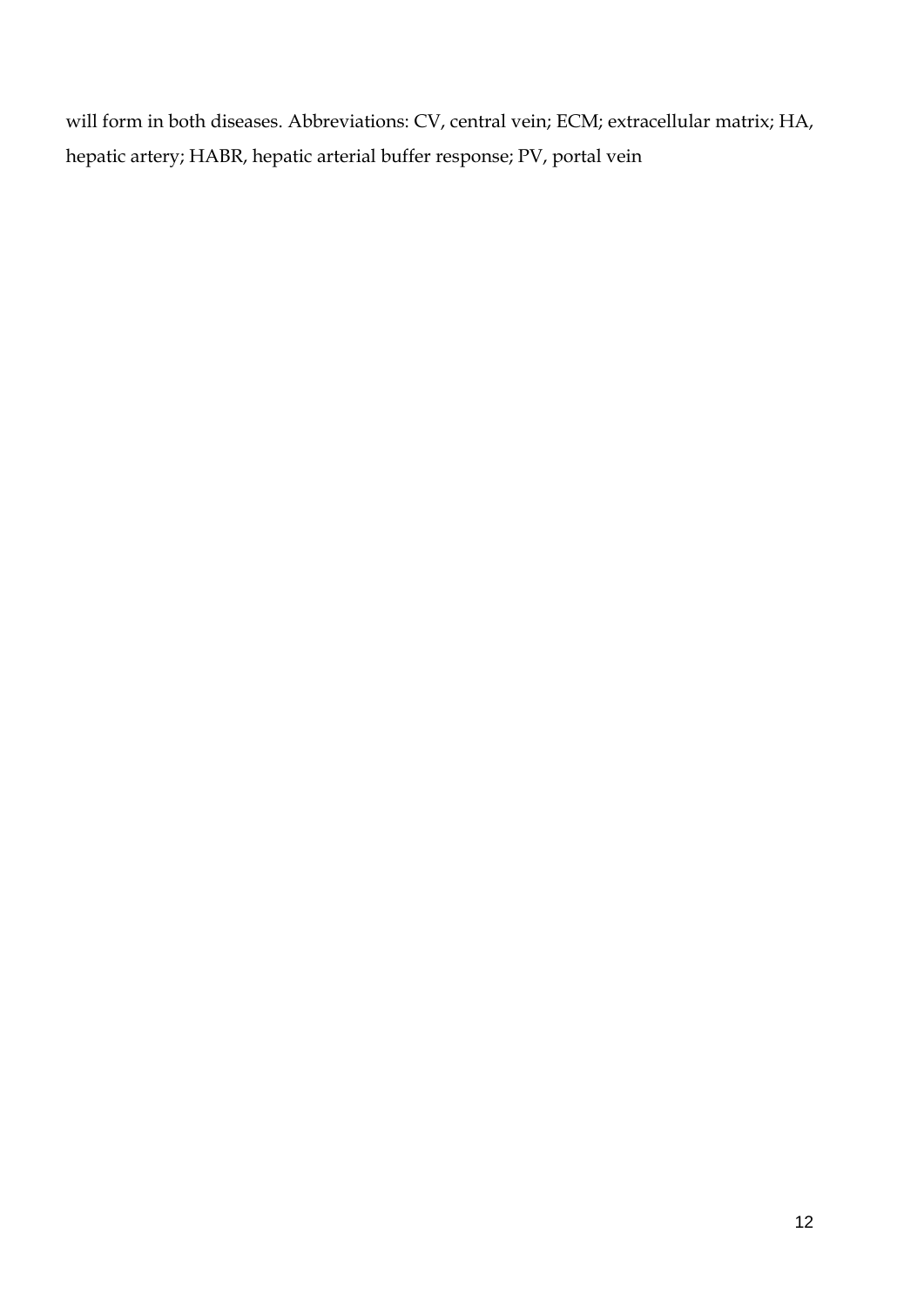will form in both diseases. Abbreviations: CV, central vein; ECM; extracellular matrix; HA, hepatic artery; HABR, hepatic arterial buffer response; PV, portal vein